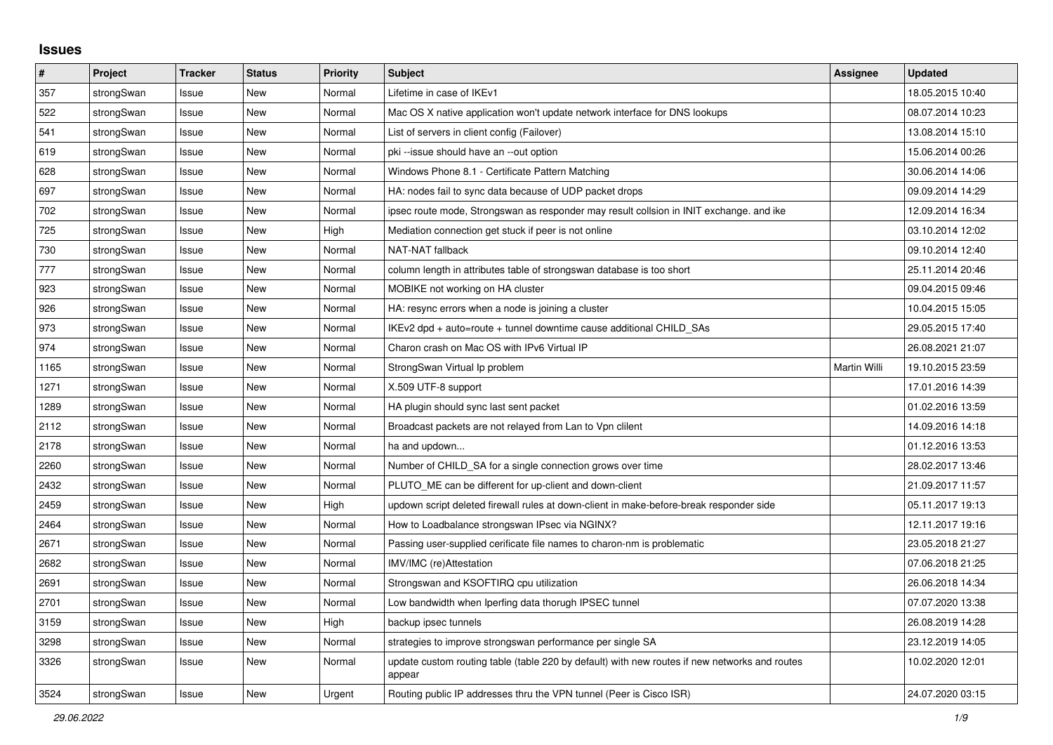## Issues

| # | Project | Tracker | Status | Priority | Subject | Assignee | Updated |
|---|---|---|---|---|---|---|---|
| 357 | strongSwan | Issue | New | Normal | Lifetime in case of IKEv1 | | 18.05.2015 10:40 |
| 522 | strongSwan | Issue | New | Normal | Mac OS X native application won't update network interface for DNS lookups | | 08.07.2014 10:23 |
| 541 | strongSwan | Issue | New | Normal | List of servers in client config (Failover) | | 13.08.2014 15:10 |
| 619 | strongSwan | Issue | New | Normal | pki --issue should have an --out option | | 15.06.2014 00:26 |
| 628 | strongSwan | Issue | New | Normal | Windows Phone 8.1 - Certificate Pattern Matching | | 30.06.2014 14:06 |
| 697 | strongSwan | Issue | New | Normal | HA: nodes fail to sync data because of UDP packet drops | | 09.09.2014 14:29 |
| 702 | strongSwan | Issue | New | Normal | ipsec route mode, Strongswan as responder may result collsion in INIT exchange. and ike | | 12.09.2014 16:34 |
| 725 | strongSwan | Issue | New | High | Mediation connection get stuck if peer is not online | | 03.10.2014 12:02 |
| 730 | strongSwan | Issue | New | Normal | NAT-NAT fallback | | 09.10.2014 12:40 |
| 777 | strongSwan | Issue | New | Normal | column length in attributes table of strongswan database is too short | | 25.11.2014 20:46 |
| 923 | strongSwan | Issue | New | Normal | MOBIKE not working on HA cluster | | 09.04.2015 09:46 |
| 926 | strongSwan | Issue | New | Normal | HA: resync errors when a node is joining a cluster | | 10.04.2015 15:05 |
| 973 | strongSwan | Issue | New | Normal | IKEv2 dpd + auto=route + tunnel downtime cause additional CHILD_SAs | | 29.05.2015 17:40 |
| 974 | strongSwan | Issue | New | Normal | Charon crash on Mac OS with IPv6 Virtual IP | | 26.08.2021 21:07 |
| 1165 | strongSwan | Issue | New | Normal | StrongSwan Virtual Ip problem | Martin Willi | 19.10.2015 23:59 |
| 1271 | strongSwan | Issue | New | Normal | X.509 UTF-8 support | | 17.01.2016 14:39 |
| 1289 | strongSwan | Issue | New | Normal | HA plugin should sync last sent packet | | 01.02.2016 13:59 |
| 2112 | strongSwan | Issue | New | Normal | Broadcast packets are not relayed from Lan to Vpn clilent | | 14.09.2016 14:18 |
| 2178 | strongSwan | Issue | New | Normal | ha and updown... | | 01.12.2016 13:53 |
| 2260 | strongSwan | Issue | New | Normal | Number of CHILD_SA for a single connection grows over time | | 28.02.2017 13:46 |
| 2432 | strongSwan | Issue | New | Normal | PLUTO_ME can be different for up-client and down-client | | 21.09.2017 11:57 |
| 2459 | strongSwan | Issue | New | High | updown script deleted firewall rules at down-client in make-before-break responder side | | 05.11.2017 19:13 |
| 2464 | strongSwan | Issue | New | Normal | How to Loadbalance strongswan IPsec via NGINX? | | 12.11.2017 19:16 |
| 2671 | strongSwan | Issue | New | Normal | Passing user-supplied cerificate file names to charon-nm is problematic | | 23.05.2018 21:27 |
| 2682 | strongSwan | Issue | New | Normal | IMV/IMC (re)Attestation | | 07.06.2018 21:25 |
| 2691 | strongSwan | Issue | New | Normal | Strongswan and KSOFTIRQ cpu utilization | | 26.06.2018 14:34 |
| 2701 | strongSwan | Issue | New | Normal | Low bandwidth when Iperfing data thorugh IPSEC tunnel | | 07.07.2020 13:38 |
| 3159 | strongSwan | Issue | New | High | backup ipsec tunnels | | 26.08.2019 14:28 |
| 3298 | strongSwan | Issue | New | Normal | strategies to improve strongswan performance per single SA | | 23.12.2019 14:05 |
| 3326 | strongSwan | Issue | New | Normal | update custom routing table (table 220 by default) with new routes if new networks and routes appear | | 10.02.2020 12:01 |
| 3524 | strongSwan | Issue | New | Urgent | Routing public IP addresses thru the VPN tunnel (Peer is Cisco ISR) | | 24.07.2020 03:15 |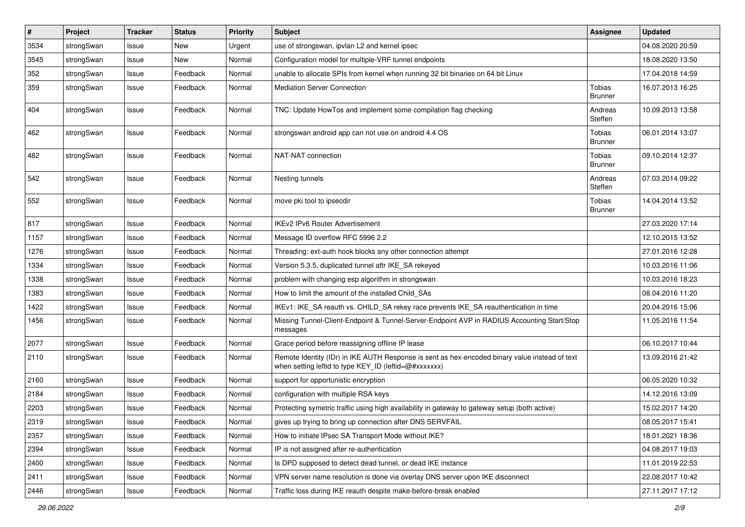| # | Project | Tracker | Status | Priority | Subject | Assignee | Updated |
| --- | --- | --- | --- | --- | --- | --- | --- |
| 3534 | strongSwan | Issue | New | Urgent | use of strongswan, ipvlan L2 and kernel ipsec | | 04.08.2020 20:59 |
| 3545 | strongSwan | Issue | New | Normal | Configuration model for multiple-VRF tunnel endpoints | | 18.08.2020 13:50 |
| 352 | strongSwan | Issue | Feedback | Normal | unable to allocate SPIs from kernel when running 32 bit binaries on 64 bit Linux | | 17.04.2018 14:59 |
| 359 | strongSwan | Issue | Feedback | Normal | Mediation Server Connection | Tobias Brunner | 16.07.2013 16:25 |
| 404 | strongSwan | Issue | Feedback | Normal | TNC: Update HowTos and implement some compilation flag checking | Andreas Steffen | 10.09.2013 13:58 |
| 462 | strongSwan | Issue | Feedback | Normal | strongswan android app can not use on android 4.4 OS | Tobias Brunner | 06.01.2014 13:07 |
| 482 | strongSwan | Issue | Feedback | Normal | NAT-NAT connection | Tobias Brunner | 09.10.2014 12:37 |
| 542 | strongSwan | Issue | Feedback | Normal | Nesting tunnels | Andreas Steffen | 07.03.2014 09:22 |
| 552 | strongSwan | Issue | Feedback | Normal | move pki tool to ipsecdir | Tobias Brunner | 14.04.2014 13:52 |
| 817 | strongSwan | Issue | Feedback | Normal | IKEv2 IPv6 Router Advertisement | | 27.03.2020 17:14 |
| 1157 | strongSwan | Issue | Feedback | Normal | Message ID overflow RFC 5996 2.2 | | 12.10.2015 13:52 |
| 1276 | strongSwan | Issue | Feedback | Normal | Threading: ext-auth hook blocks any other connection attempt | | 27.01.2016 12:28 |
| 1334 | strongSwan | Issue | Feedback | Normal | Version 5.3.5, duplicated tunnel aftr IKE_SA rekeyed | | 10.03.2016 11:06 |
| 1338 | strongSwan | Issue | Feedback | Normal | problem with changing esp algorithm in strongswan | | 10.03.2016 18:23 |
| 1383 | strongSwan | Issue | Feedback | Normal | How to limit the amount of the installed Child_SAs | | 08.04.2016 11:20 |
| 1422 | strongSwan | Issue | Feedback | Normal | IKEv1: IKE_SA reauth vs. CHILD_SA rekey race prevents IKE_SA reauthentication in time | | 20.04.2016 15:06 |
| 1456 | strongSwan | Issue | Feedback | Normal | Missing Tunnel-Client-Endpoint & Tunnel-Server-Endpoint AVP in RADIUS Accounting Start/Stop messages | | 11.05.2016 11:54 |
| 2077 | strongSwan | Issue | Feedback | Normal | Grace period before reassigning offline IP lease | | 06.10.2017 10:44 |
| 2110 | strongSwan | Issue | Feedback | Normal | Remote Identity (IDr) in IKE AUTH Response is sent as hex-encoded binary value instead of text when setting leftid to type KEY_ID (leftid=@#xxxxxxx) | | 13.09.2016 21:42 |
| 2160 | strongSwan | Issue | Feedback | Normal | support for opportunistic encryption | | 06.05.2020 10:32 |
| 2184 | strongSwan | Issue | Feedback | Normal | configuration with multiple RSA keys | | 14.12.2016 13:09 |
| 2203 | strongSwan | Issue | Feedback | Normal | Protecting symetric traffic using high availability in gateway to gateway setup (both active) | | 15.02.2017 14:20 |
| 2319 | strongSwan | Issue | Feedback | Normal | gives up trying to bring up connection after DNS SERVFAIL | | 08.05.2017 15:41 |
| 2357 | strongSwan | Issue | Feedback | Normal | How to initiate IPsec SA Transport Mode without IKE? | | 18.01.2021 18:36 |
| 2394 | strongSwan | Issue | Feedback | Normal | IP is not assigned after re-authentication | | 04.08.2017 19:03 |
| 2400 | strongSwan | Issue | Feedback | Normal | Is DPD supposed to detect dead tunnel, or dead IKE instance | | 11.01.2019 22:53 |
| 2411 | strongSwan | Issue | Feedback | Normal | VPN server name resolution is done via overlay DNS server upon IKE disconnect | | 22.08.2017 10:42 |
| 2446 | strongSwan | Issue | Feedback | Normal | Traffic loss during IKE reauth despite make-before-break enabled | | 27.11.2017 17:12 |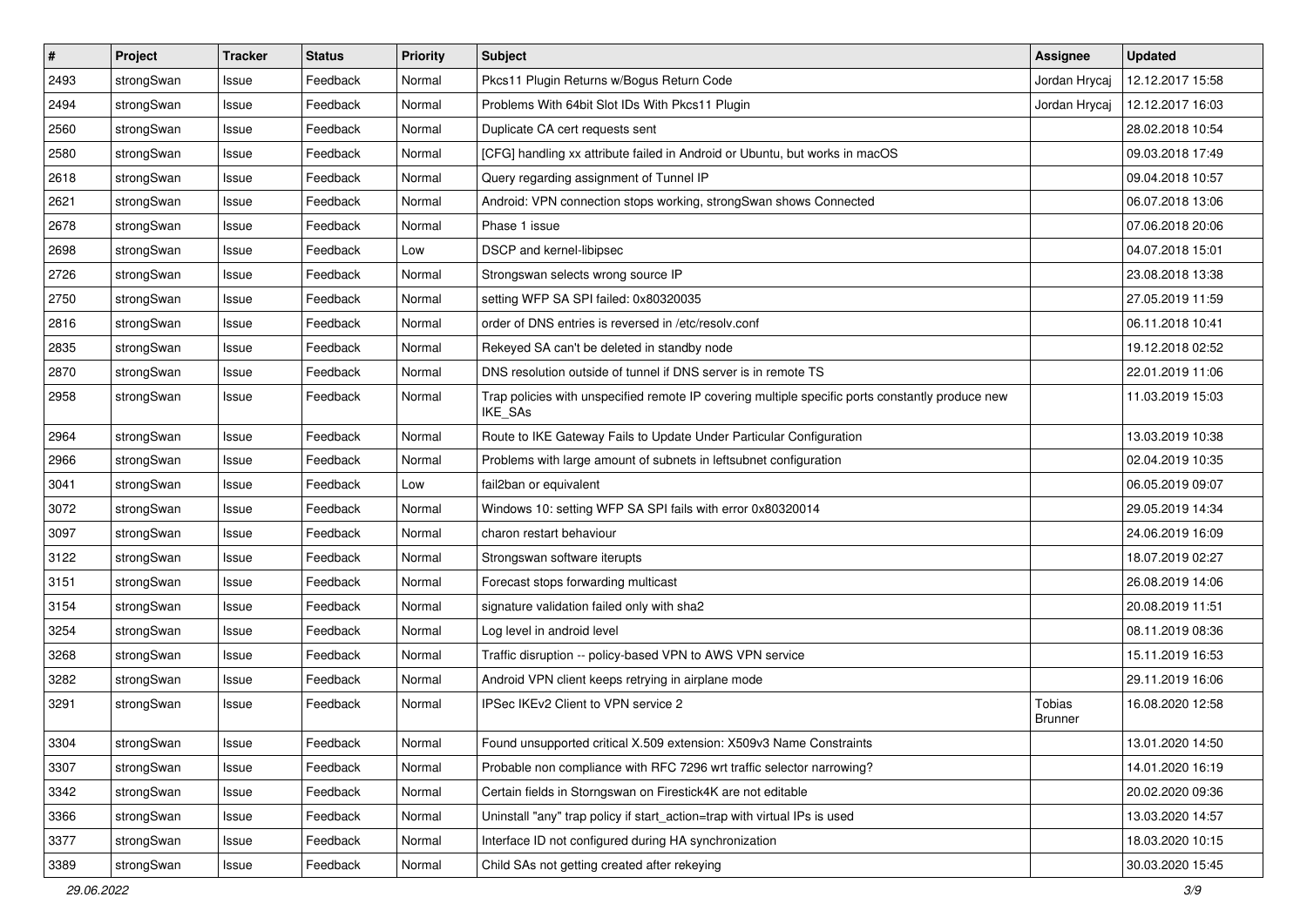| # | Project | Tracker | Status | Priority | Subject | Assignee | Updated |
|---|---|---|---|---|---|---|---|
| 2493 | strongSwan | Issue | Feedback | Normal | Pkcs11 Plugin Returns w/Bogus Return Code | Jordan Hrycaj | 12.12.2017 15:58 |
| 2494 | strongSwan | Issue | Feedback | Normal | Problems With 64bit Slot IDs With Pkcs11 Plugin | Jordan Hrycaj | 12.12.2017 16:03 |
| 2560 | strongSwan | Issue | Feedback | Normal | Duplicate CA cert requests sent | | 28.02.2018 10:54 |
| 2580 | strongSwan | Issue | Feedback | Normal | [CFG] handling xx attribute failed in Android or Ubuntu, but works in macOS | | 09.03.2018 17:49 |
| 2618 | strongSwan | Issue | Feedback | Normal | Query regarding assignment of Tunnel IP | | 09.04.2018 10:57 |
| 2621 | strongSwan | Issue | Feedback | Normal | Android: VPN connection stops working, strongSwan shows Connected | | 06.07.2018 13:06 |
| 2678 | strongSwan | Issue | Feedback | Normal | Phase 1 issue | | 07.06.2018 20:06 |
| 2698 | strongSwan | Issue | Feedback | Low | DSCP and kernel-libipsec | | 04.07.2018 15:01 |
| 2726 | strongSwan | Issue | Feedback | Normal | Strongswan selects wrong source IP | | 23.08.2018 13:38 |
| 2750 | strongSwan | Issue | Feedback | Normal | setting WFP SA SPI failed: 0x80320035 | | 27.05.2019 11:59 |
| 2816 | strongSwan | Issue | Feedback | Normal | order of DNS entries is reversed in /etc/resolv.conf | | 06.11.2018 10:41 |
| 2835 | strongSwan | Issue | Feedback | Normal | Rekeyed SA can't be deleted in standby node | | 19.12.2018 02:52 |
| 2870 | strongSwan | Issue | Feedback | Normal | DNS resolution outside of tunnel if DNS server is in remote TS | | 22.01.2019 11:06 |
| 2958 | strongSwan | Issue | Feedback | Normal | Trap policies with unspecified remote IP covering multiple specific ports constantly produce new IKE_SAs | | 11.03.2019 15:03 |
| 2964 | strongSwan | Issue | Feedback | Normal | Route to IKE Gateway Fails to Update Under Particular Configuration | | 13.03.2019 10:38 |
| 2966 | strongSwan | Issue | Feedback | Normal | Problems with large amount of subnets in leftsubnet configuration | | 02.04.2019 10:35 |
| 3041 | strongSwan | Issue | Feedback | Low | fail2ban or equivalent | | 06.05.2019 09:07 |
| 3072 | strongSwan | Issue | Feedback | Normal | Windows 10: setting WFP SA SPI fails with error 0x80320014 | | 29.05.2019 14:34 |
| 3097 | strongSwan | Issue | Feedback | Normal | charon restart behaviour | | 24.06.2019 16:09 |
| 3122 | strongSwan | Issue | Feedback | Normal | Strongswan software iterupts | | 18.07.2019 02:27 |
| 3151 | strongSwan | Issue | Feedback | Normal | Forecast stops forwarding multicast | | 26.08.2019 14:06 |
| 3154 | strongSwan | Issue | Feedback | Normal | signature validation failed only with sha2 | | 20.08.2019 11:51 |
| 3254 | strongSwan | Issue | Feedback | Normal | Log level in android level | | 08.11.2019 08:36 |
| 3268 | strongSwan | Issue | Feedback | Normal | Traffic disruption -- policy-based VPN to AWS VPN service | | 15.11.2019 16:53 |
| 3282 | strongSwan | Issue | Feedback | Normal | Android VPN client keeps retrying in airplane mode | | 29.11.2019 16:06 |
| 3291 | strongSwan | Issue | Feedback | Normal | IPSec IKEv2 Client to VPN service 2 | Tobias Brunner | 16.08.2020 12:58 |
| 3304 | strongSwan | Issue | Feedback | Normal | Found unsupported critical X.509 extension: X509v3 Name Constraints | | 13.01.2020 14:50 |
| 3307 | strongSwan | Issue | Feedback | Normal | Probable non compliance with RFC 7296 wrt traffic selector narrowing? | | 14.01.2020 16:19 |
| 3342 | strongSwan | Issue | Feedback | Normal | Certain fields in Storngswan on Firestick4K are not editable | | 20.02.2020 09:36 |
| 3366 | strongSwan | Issue | Feedback | Normal | Uninstall "any" trap policy if start_action=trap with virtual IPs is used | | 13.03.2020 14:57 |
| 3377 | strongSwan | Issue | Feedback | Normal | Interface ID not configured during HA synchronization | | 18.03.2020 10:15 |
| 3389 | strongSwan | Issue | Feedback | Normal | Child SAs not getting created after rekeying | | 30.03.2020 15:45 |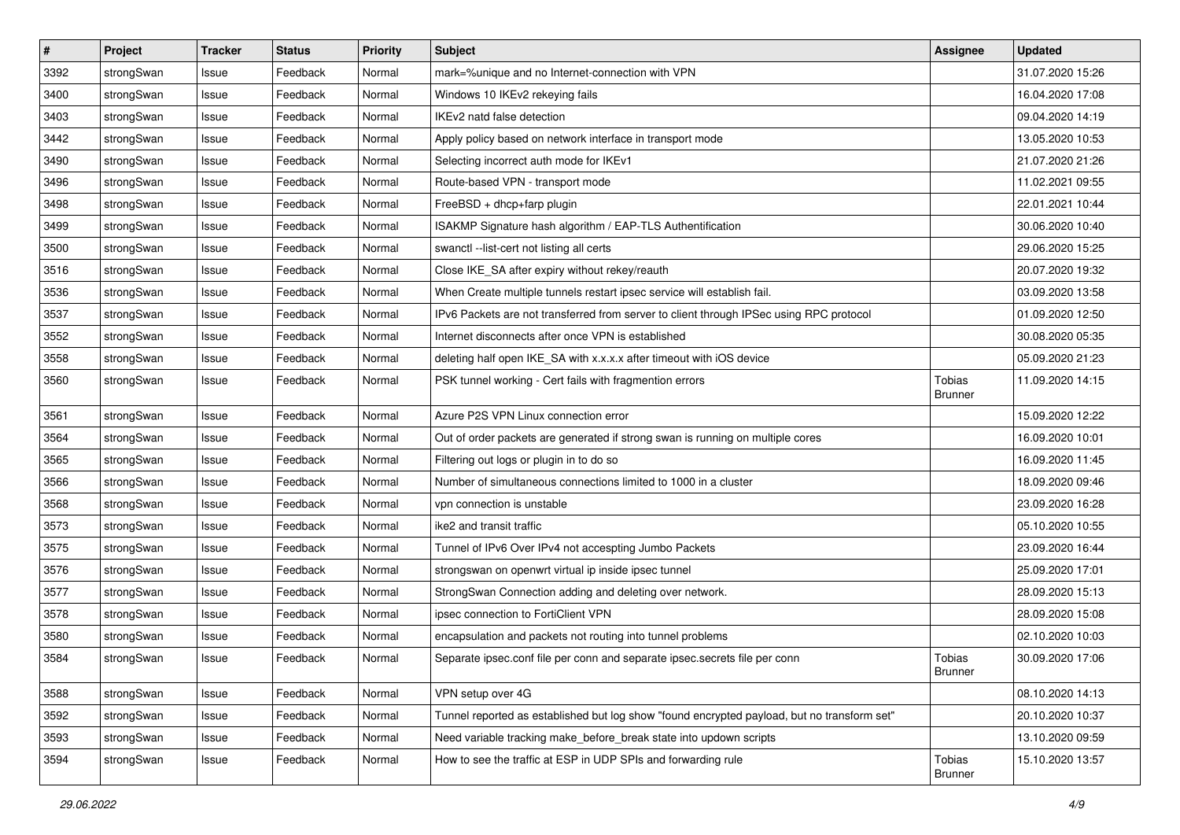| # | Project | Tracker | Status | Priority | Subject | Assignee | Updated |
|---|---|---|---|---|---|---|---|
| 3392 | strongSwan | Issue | Feedback | Normal | mark=%unique and no Internet-connection with VPN | | 31.07.2020 15:26 |
| 3400 | strongSwan | Issue | Feedback | Normal | Windows 10 IKEv2 rekeying fails | | 16.04.2020 17:08 |
| 3403 | strongSwan | Issue | Feedback | Normal | IKEv2 natd false detection | | 09.04.2020 14:19 |
| 3442 | strongSwan | Issue | Feedback | Normal | Apply policy based on network interface in transport mode | | 13.05.2020 10:53 |
| 3490 | strongSwan | Issue | Feedback | Normal | Selecting incorrect auth mode for IKEv1 | | 21.07.2020 21:26 |
| 3496 | strongSwan | Issue | Feedback | Normal | Route-based VPN - transport mode | | 11.02.2021 09:55 |
| 3498 | strongSwan | Issue | Feedback | Normal | FreeBSD + dhcp+farp plugin | | 22.01.2021 10:44 |
| 3499 | strongSwan | Issue | Feedback | Normal | ISAKMP Signature hash algorithm / EAP-TLS Authentification | | 30.06.2020 10:40 |
| 3500 | strongSwan | Issue | Feedback | Normal | swanctl --list-cert not listing all certs | | 29.06.2020 15:25 |
| 3516 | strongSwan | Issue | Feedback | Normal | Close IKE_SA after expiry without rekey/reauth | | 20.07.2020 19:32 |
| 3536 | strongSwan | Issue | Feedback | Normal | When Create multiple tunnels restart ipsec service will establish fail. | | 03.09.2020 13:58 |
| 3537 | strongSwan | Issue | Feedback | Normal | IPv6 Packets are not transferred from server to client through IPSec using RPC protocol | | 01.09.2020 12:50 |
| 3552 | strongSwan | Issue | Feedback | Normal | Internet disconnects after once VPN is established | | 30.08.2020 05:35 |
| 3558 | strongSwan | Issue | Feedback | Normal | deleting half open IKE_SA with x.x.x.x after timeout with iOS device | | 05.09.2020 21:23 |
| 3560 | strongSwan | Issue | Feedback | Normal | PSK tunnel working - Cert fails with fragmention errors | Tobias Brunner | 11.09.2020 14:15 |
| 3561 | strongSwan | Issue | Feedback | Normal | Azure P2S VPN Linux connection error | | 15.09.2020 12:22 |
| 3564 | strongSwan | Issue | Feedback | Normal | Out of order packets are generated if strong swan is running on multiple cores | | 16.09.2020 10:01 |
| 3565 | strongSwan | Issue | Feedback | Normal | Filtering out logs or plugin in to do so | | 16.09.2020 11:45 |
| 3566 | strongSwan | Issue | Feedback | Normal | Number of simultaneous connections limited to 1000 in a cluster | | 18.09.2020 09:46 |
| 3568 | strongSwan | Issue | Feedback | Normal | vpn connection is unstable | | 23.09.2020 16:28 |
| 3573 | strongSwan | Issue | Feedback | Normal | ike2 and transit traffic | | 05.10.2020 10:55 |
| 3575 | strongSwan | Issue | Feedback | Normal | Tunnel of IPv6 Over IPv4 not accespting Jumbo Packets | | 23.09.2020 16:44 |
| 3576 | strongSwan | Issue | Feedback | Normal | strongswan on openwrt virtual ip inside ipsec tunnel | | 25.09.2020 17:01 |
| 3577 | strongSwan | Issue | Feedback | Normal | StrongSwan Connection adding and deleting over network. | | 28.09.2020 15:13 |
| 3578 | strongSwan | Issue | Feedback | Normal | ipsec connection to FortiClient VPN | | 28.09.2020 15:08 |
| 3580 | strongSwan | Issue | Feedback | Normal | encapsulation and packets not routing into tunnel problems | | 02.10.2020 10:03 |
| 3584 | strongSwan | Issue | Feedback | Normal | Separate ipsec.conf file per conn and separate ipsec.secrets file per conn | Tobias Brunner | 30.09.2020 17:06 |
| 3588 | strongSwan | Issue | Feedback | Normal | VPN setup over 4G | | 08.10.2020 14:13 |
| 3592 | strongSwan | Issue | Feedback | Normal | Tunnel reported as established but log show "found encrypted payload, but no transform set" | | 20.10.2020 10:37 |
| 3593 | strongSwan | Issue | Feedback | Normal | Need variable tracking make_before_break state into updown scripts | | 13.10.2020 09:59 |
| 3594 | strongSwan | Issue | Feedback | Normal | How to see the traffic at ESP in UDP SPIs and forwarding rule | Tobias Brunner | 15.10.2020 13:57 |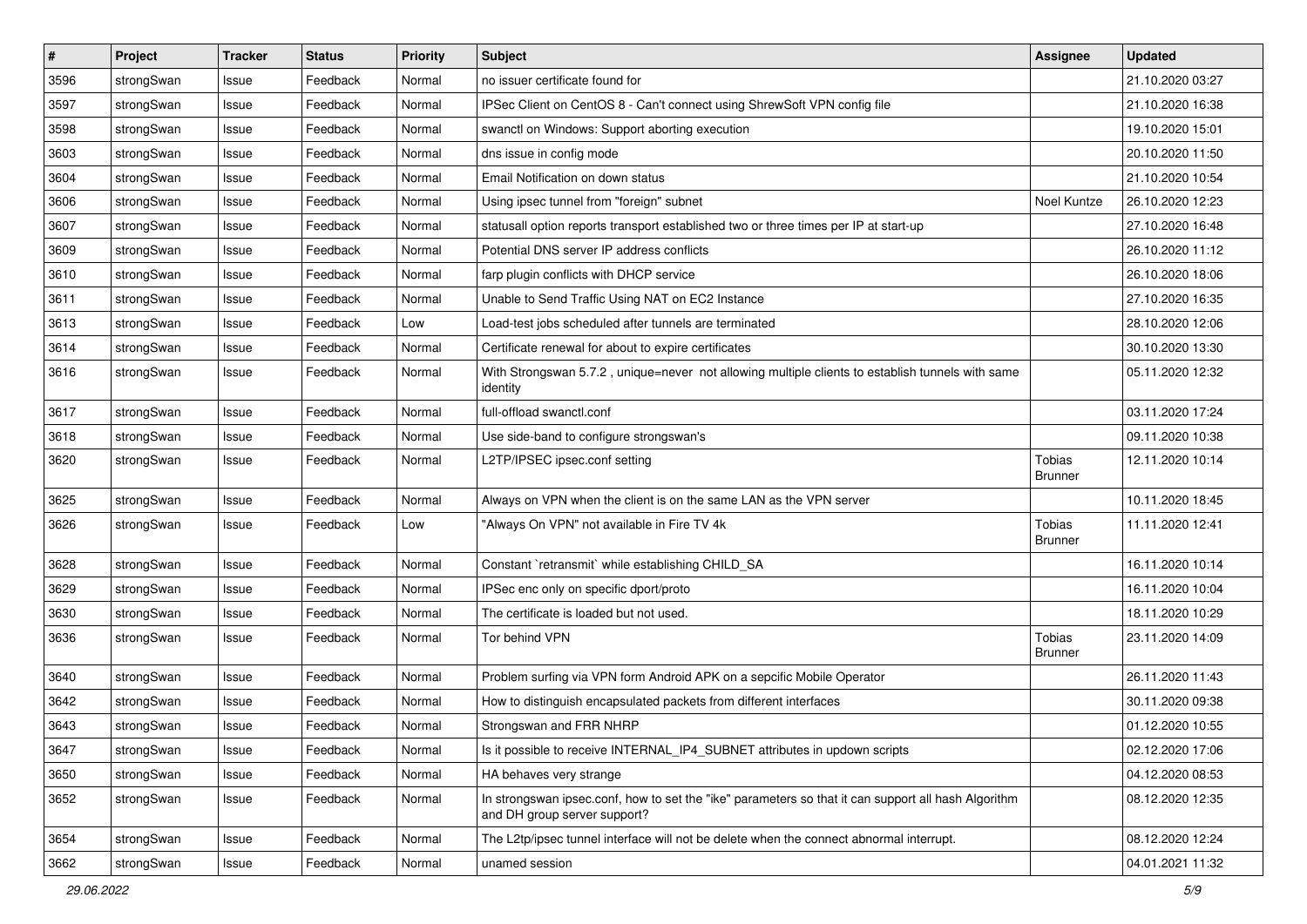| # | Project | Tracker | Status | Priority | Subject | Assignee | Updated |
|---|---|---|---|---|---|---|---|
| 3596 | strongSwan | Issue | Feedback | Normal | no issuer certificate found for |  | 21.10.2020 03:27 |
| 3597 | strongSwan | Issue | Feedback | Normal | IPSec Client on CentOS 8 - Can't connect using ShrewSoft VPN config file |  | 21.10.2020 16:38 |
| 3598 | strongSwan | Issue | Feedback | Normal | swanctl on Windows: Support aborting execution |  | 19.10.2020 15:01 |
| 3603 | strongSwan | Issue | Feedback | Normal | dns issue in config mode |  | 20.10.2020 11:50 |
| 3604 | strongSwan | Issue | Feedback | Normal | Email Notification on down status |  | 21.10.2020 10:54 |
| 3606 | strongSwan | Issue | Feedback | Normal | Using ipsec tunnel from "foreign" subnet | Noel Kuntze | 26.10.2020 12:23 |
| 3607 | strongSwan | Issue | Feedback | Normal | statusall option reports transport established two or three times per IP at start-up |  | 27.10.2020 16:48 |
| 3609 | strongSwan | Issue | Feedback | Normal | Potential DNS server IP address conflicts |  | 26.10.2020 11:12 |
| 3610 | strongSwan | Issue | Feedback | Normal | farp plugin conflicts with DHCP service |  | 26.10.2020 18:06 |
| 3611 | strongSwan | Issue | Feedback | Normal | Unable to Send Traffic Using NAT on EC2 Instance |  | 27.10.2020 16:35 |
| 3613 | strongSwan | Issue | Feedback | Low | Load-test jobs scheduled after tunnels are terminated |  | 28.10.2020 12:06 |
| 3614 | strongSwan | Issue | Feedback | Normal | Certificate renewal for about to expire certificates |  | 30.10.2020 13:30 |
| 3616 | strongSwan | Issue | Feedback | Normal | With Strongswan 5.7.2 , unique=never not allowing multiple clients to establish tunnels with same identity |  | 05.11.2020 12:32 |
| 3617 | strongSwan | Issue | Feedback | Normal | full-offload swanctl.conf |  | 03.11.2020 17:24 |
| 3618 | strongSwan | Issue | Feedback | Normal | Use side-band to configure strongswan's |  | 09.11.2020 10:38 |
| 3620 | strongSwan | Issue | Feedback | Normal | L2TP/IPSEC ipsec.conf setting | Tobias Brunner | 12.11.2020 10:14 |
| 3625 | strongSwan | Issue | Feedback | Normal | Always on VPN when the client is on the same LAN as the VPN server |  | 10.11.2020 18:45 |
| 3626 | strongSwan | Issue | Feedback | Low | "Always On VPN" not available in Fire TV 4k | Tobias Brunner | 11.11.2020 12:41 |
| 3628 | strongSwan | Issue | Feedback | Normal | Constant `retransmit` while establishing CHILD_SA |  | 16.11.2020 10:14 |
| 3629 | strongSwan | Issue | Feedback | Normal | IPSec enc only on specific dport/proto |  | 16.11.2020 10:04 |
| 3630 | strongSwan | Issue | Feedback | Normal | The certificate is loaded but not used. |  | 18.11.2020 10:29 |
| 3636 | strongSwan | Issue | Feedback | Normal | Tor behind VPN | Tobias Brunner | 23.11.2020 14:09 |
| 3640 | strongSwan | Issue | Feedback | Normal | Problem surfing via VPN form Android APK on a sepcific Mobile Operator |  | 26.11.2020 11:43 |
| 3642 | strongSwan | Issue | Feedback | Normal | How to distinguish encapsulated packets from different interfaces |  | 30.11.2020 09:38 |
| 3643 | strongSwan | Issue | Feedback | Normal | Strongswan and FRR NHRP |  | 01.12.2020 10:55 |
| 3647 | strongSwan | Issue | Feedback | Normal | Is it possible to receive INTERNAL_IP4_SUBNET attributes in updown scripts |  | 02.12.2020 17:06 |
| 3650 | strongSwan | Issue | Feedback | Normal | HA behaves very strange |  | 04.12.2020 08:53 |
| 3652 | strongSwan | Issue | Feedback | Normal | In strongswan ipsec.conf, how to set the "ike" parameters so that it can support all hash Algorithm and DH group server support? |  | 08.12.2020 12:35 |
| 3654 | strongSwan | Issue | Feedback | Normal | The L2tp/ipsec tunnel interface will not be delete when the connect abnormal interrupt. |  | 08.12.2020 12:24 |
| 3662 | strongSwan | Issue | Feedback | Normal | unamed session |  | 04.01.2021 11:32 |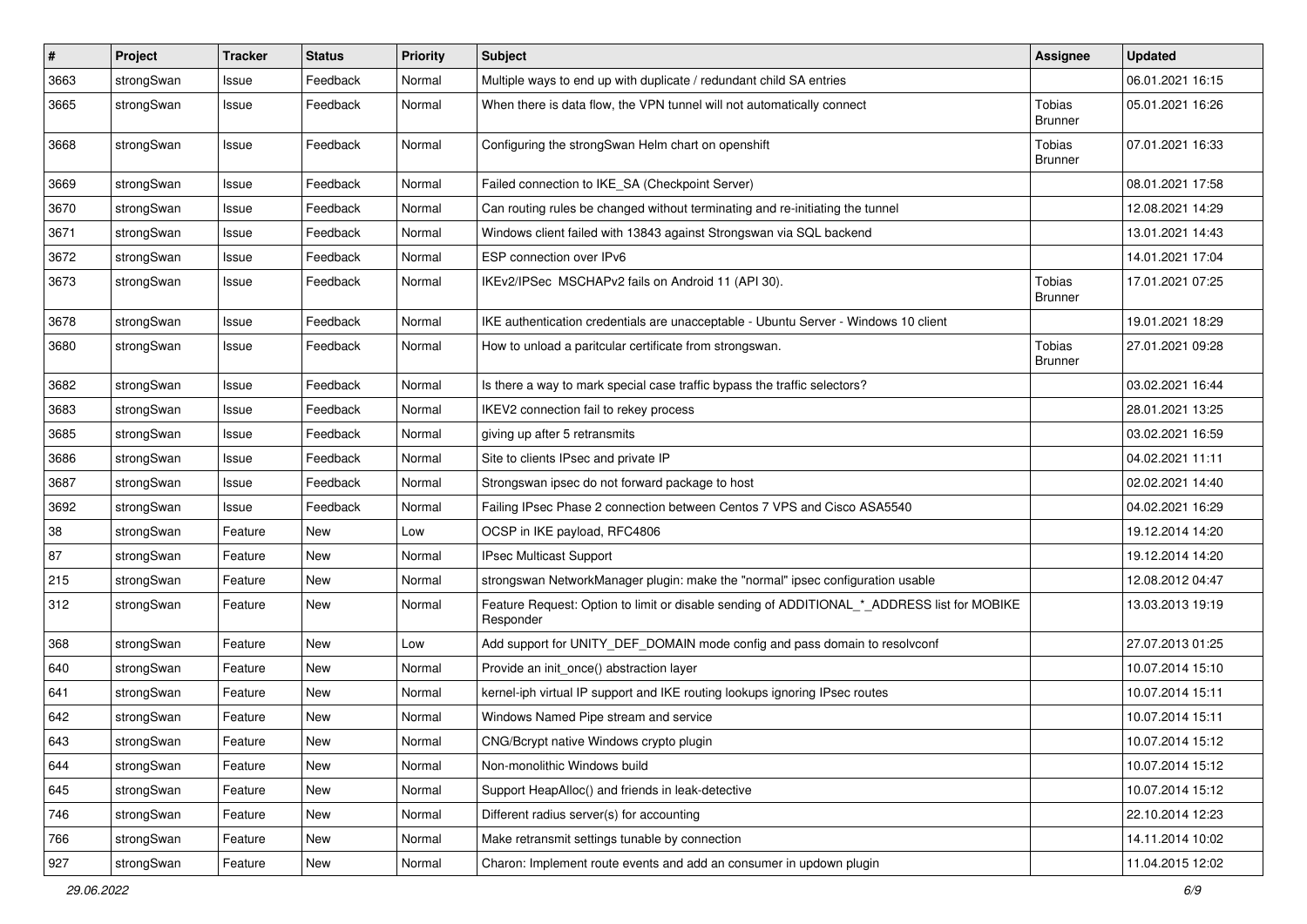| # | Project | Tracker | Status | Priority | Subject | Assignee | Updated |
|---|---|---|---|---|---|---|---|
| 3663 | strongSwan | Issue | Feedback | Normal | Multiple ways to end up with duplicate / redundant child SA entries | | 06.01.2021 16:15 |
| 3665 | strongSwan | Issue | Feedback | Normal | When there is data flow, the VPN tunnel will not automatically connect | Tobias Brunner | 05.01.2021 16:26 |
| 3668 | strongSwan | Issue | Feedback | Normal | Configuring the strongSwan Helm chart on openshift | Tobias Brunner | 07.01.2021 16:33 |
| 3669 | strongSwan | Issue | Feedback | Normal | Failed connection to IKE_SA (Checkpoint Server) | | 08.01.2021 17:58 |
| 3670 | strongSwan | Issue | Feedback | Normal | Can routing rules be changed without terminating and re-initiating the tunnel | | 12.08.2021 14:29 |
| 3671 | strongSwan | Issue | Feedback | Normal | Windows client failed with 13843 against Strongswan via SQL backend | | 13.01.2021 14:43 |
| 3672 | strongSwan | Issue | Feedback | Normal | ESP connection over IPv6 | | 14.01.2021 17:04 |
| 3673 | strongSwan | Issue | Feedback | Normal | IKEv2/IPSec MSCHAPv2 fails on Android 11 (API 30). | Tobias Brunner | 17.01.2021 07:25 |
| 3678 | strongSwan | Issue | Feedback | Normal | IKE authentication credentials are unacceptable - Ubuntu Server - Windows 10 client | | 19.01.2021 18:29 |
| 3680 | strongSwan | Issue | Feedback | Normal | How to unload a paritcular certificate from strongswan. | Tobias Brunner | 27.01.2021 09:28 |
| 3682 | strongSwan | Issue | Feedback | Normal | Is there a way to mark special case traffic bypass the traffic selectors? | | 03.02.2021 16:44 |
| 3683 | strongSwan | Issue | Feedback | Normal | IKEV2 connection fail to rekey process | | 28.01.2021 13:25 |
| 3685 | strongSwan | Issue | Feedback | Normal | giving up after 5 retransmits | | 03.02.2021 16:59 |
| 3686 | strongSwan | Issue | Feedback | Normal | Site to clients IPsec and private IP | | 04.02.2021 11:11 |
| 3687 | strongSwan | Issue | Feedback | Normal | Strongswan ipsec do not forward package to host | | 02.02.2021 14:40 |
| 3692 | strongSwan | Issue | Feedback | Normal | Failing IPsec Phase 2 connection between Centos 7 VPS and Cisco ASA5540 | | 04.02.2021 16:29 |
| 38 | strongSwan | Feature | New | Low | OCSP in IKE payload, RFC4806 | | 19.12.2014 14:20 |
| 87 | strongSwan | Feature | New | Normal | IPsec Multicast Support | | 19.12.2014 14:20 |
| 215 | strongSwan | Feature | New | Normal | strongswan NetworkManager plugin: make the "normal" ipsec configuration usable | | 12.08.2012 04:47 |
| 312 | strongSwan | Feature | New | Normal | Feature Request: Option to limit or disable sending of ADDITIONAL_*_ADDRESS list for MOBIKE Responder | | 13.03.2013 19:19 |
| 368 | strongSwan | Feature | New | Low | Add support for UNITY_DEF_DOMAIN mode config and pass domain to resolvconf | | 27.07.2013 01:25 |
| 640 | strongSwan | Feature | New | Normal | Provide an init_once() abstraction layer | | 10.07.2014 15:10 |
| 641 | strongSwan | Feature | New | Normal | kernel-iph virtual IP support and IKE routing lookups ignoring IPsec routes | | 10.07.2014 15:11 |
| 642 | strongSwan | Feature | New | Normal | Windows Named Pipe stream and service | | 10.07.2014 15:11 |
| 643 | strongSwan | Feature | New | Normal | CNG/Bcrypt native Windows crypto plugin | | 10.07.2014 15:12 |
| 644 | strongSwan | Feature | New | Normal | Non-monolithic Windows build | | 10.07.2014 15:12 |
| 645 | strongSwan | Feature | New | Normal | Support HeapAlloc() and friends in leak-detective | | 10.07.2014 15:12 |
| 746 | strongSwan | Feature | New | Normal | Different radius server(s) for accounting | | 22.10.2014 12:23 |
| 766 | strongSwan | Feature | New | Normal | Make retransmit settings tunable by connection | | 14.11.2014 10:02 |
| 927 | strongSwan | Feature | New | Normal | Charon: Implement route events and add an consumer in updown plugin | | 11.04.2015 12:02 |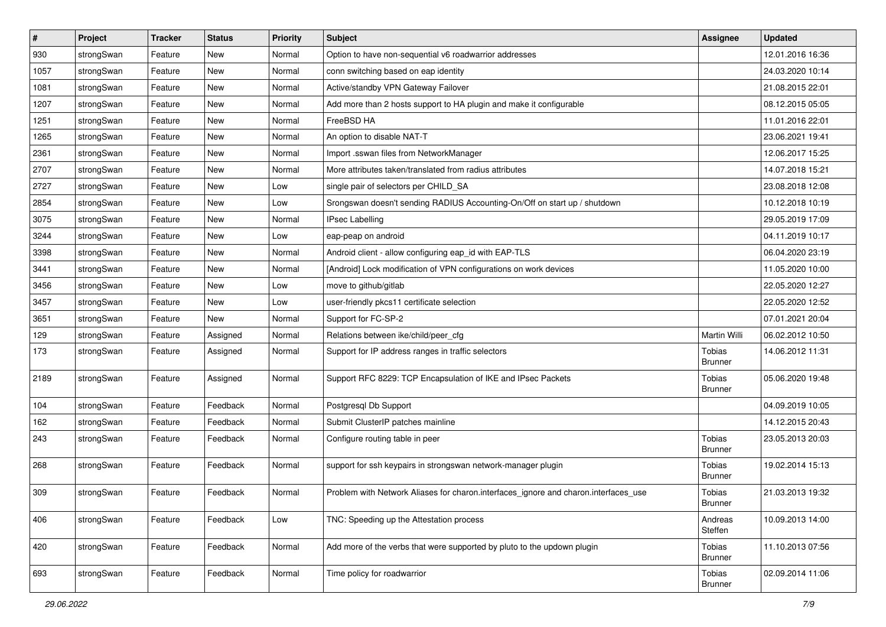| # | Project | Tracker | Status | Priority | Subject | Assignee | Updated |
| --- | --- | --- | --- | --- | --- | --- | --- |
| 930 | strongSwan | Feature | New | Normal | Option to have non-sequential v6 roadwarrior addresses | | 12.01.2016 16:36 |
| 1057 | strongSwan | Feature | New | Normal | conn switching based on eap identity | | 24.03.2020 10:14 |
| 1081 | strongSwan | Feature | New | Normal | Active/standby VPN Gateway Failover | | 21.08.2015 22:01 |
| 1207 | strongSwan | Feature | New | Normal | Add more than 2 hosts support to HA plugin and make it configurable | | 08.12.2015 05:05 |
| 1251 | strongSwan | Feature | New | Normal | FreeBSD HA | | 11.01.2016 22:01 |
| 1265 | strongSwan | Feature | New | Normal | An option to disable NAT-T | | 23.06.2021 19:41 |
| 2361 | strongSwan | Feature | New | Normal | Import .sswan files from NetworkManager | | 12.06.2017 15:25 |
| 2707 | strongSwan | Feature | New | Normal | More attributes taken/translated from radius attributes | | 14.07.2018 15:21 |
| 2727 | strongSwan | Feature | New | Low | single pair of selectors per CHILD_SA | | 23.08.2018 12:08 |
| 2854 | strongSwan | Feature | New | Low | Srongswan doesn't sending RADIUS Accounting-On/Off on start up / shutdown | | 10.12.2018 10:19 |
| 3075 | strongSwan | Feature | New | Normal | IPsec Labelling | | 29.05.2019 17:09 |
| 3244 | strongSwan | Feature | New | Low | eap-peap on android | | 04.11.2019 10:17 |
| 3398 | strongSwan | Feature | New | Normal | Android client - allow configuring eap_id with EAP-TLS | | 06.04.2020 23:19 |
| 3441 | strongSwan | Feature | New | Normal | [Android] Lock modification of VPN configurations on work devices | | 11.05.2020 10:00 |
| 3456 | strongSwan | Feature | New | Low | move to github/gitlab | | 22.05.2020 12:27 |
| 3457 | strongSwan | Feature | New | Low | user-friendly pkcs11 certificate selection | | 22.05.2020 12:52 |
| 3651 | strongSwan | Feature | New | Normal | Support for FC-SP-2 | | 07.01.2021 20:04 |
| 129 | strongSwan | Feature | Assigned | Normal | Relations between ike/child/peer_cfg | Martin Willi | 06.02.2012 10:50 |
| 173 | strongSwan | Feature | Assigned | Normal | Support for IP address ranges in traffic selectors | Tobias Brunner | 14.06.2012 11:31 |
| 2189 | strongSwan | Feature | Assigned | Normal | Support RFC 8229: TCP Encapsulation of IKE and IPsec Packets | Tobias Brunner | 05.06.2020 19:48 |
| 104 | strongSwan | Feature | Feedback | Normal | Postgresql Db Support | | 04.09.2019 10:05 |
| 162 | strongSwan | Feature | Feedback | Normal | Submit ClusterIP patches mainline | | 14.12.2015 20:43 |
| 243 | strongSwan | Feature | Feedback | Normal | Configure routing table in peer | Tobias Brunner | 23.05.2013 20:03 |
| 268 | strongSwan | Feature | Feedback | Normal | support for ssh keypairs in strongswan network-manager plugin | Tobias Brunner | 19.02.2014 15:13 |
| 309 | strongSwan | Feature | Feedback | Normal | Problem with Network Aliases for charon.interfaces_ignore and charon.interfaces_use | Tobias Brunner | 21.03.2013 19:32 |
| 406 | strongSwan | Feature | Feedback | Low | TNC: Speeding up the Attestation process | Andreas Steffen | 10.09.2013 14:00 |
| 420 | strongSwan | Feature | Feedback | Normal | Add more of the verbs that were supported by pluto to the updown plugin | Tobias Brunner | 11.10.2013 07:56 |
| 693 | strongSwan | Feature | Feedback | Normal | Time policy for roadwarrior | Tobias Brunner | 02.09.2014 11:06 |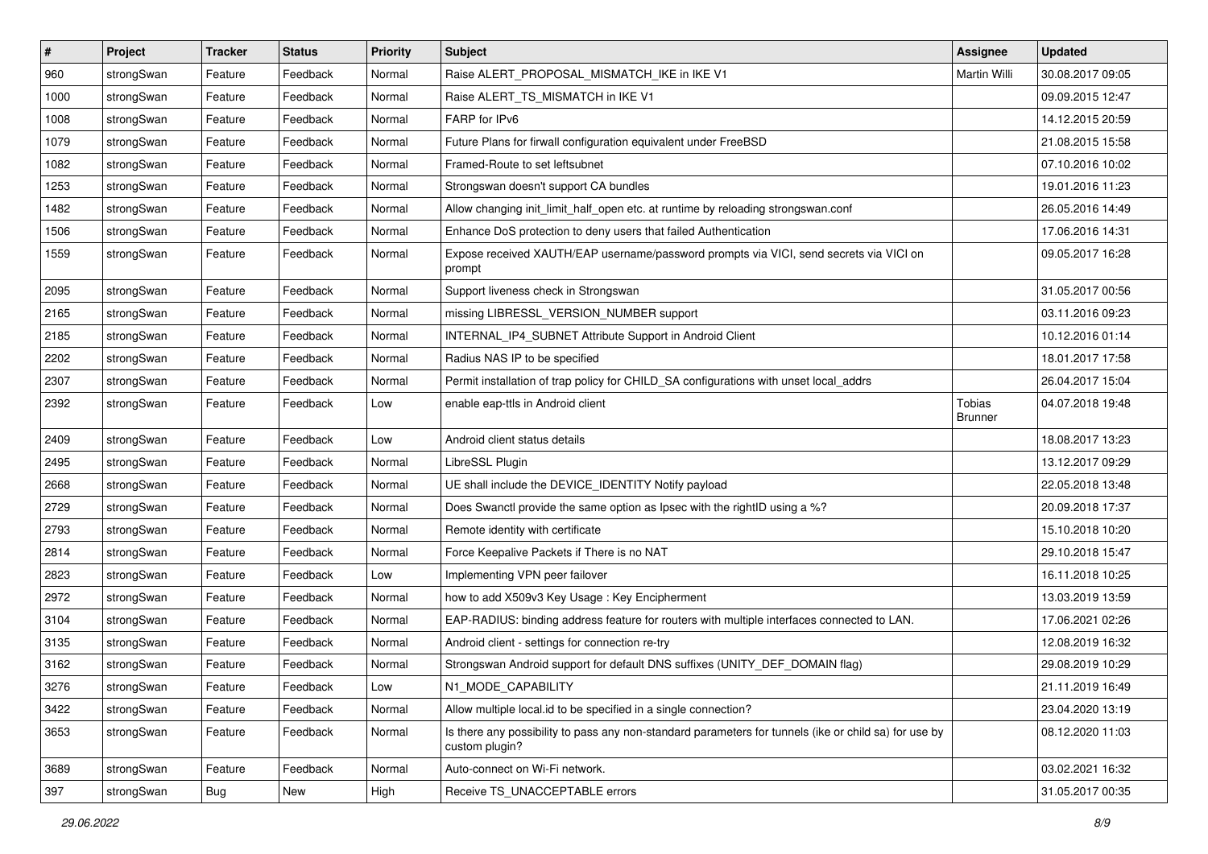| # | Project | Tracker | Status | Priority | Subject | Assignee | Updated |
|---|---|---|---|---|---|---|---|
| 960 | strongSwan | Feature | Feedback | Normal | Raise ALERT_PROPOSAL_MISMATCH_IKE in IKE V1 | Martin Willi | 30.08.2017 09:05 |
| 1000 | strongSwan | Feature | Feedback | Normal | Raise ALERT_TS_MISMATCH in IKE V1 | | 09.09.2015 12:47 |
| 1008 | strongSwan | Feature | Feedback | Normal | FARP for IPv6 | | 14.12.2015 20:59 |
| 1079 | strongSwan | Feature | Feedback | Normal | Future Plans for firwall configuration equivalent under FreeBSD | | 21.08.2015 15:58 |
| 1082 | strongSwan | Feature | Feedback | Normal | Framed-Route to set leftsubnet | | 07.10.2016 10:02 |
| 1253 | strongSwan | Feature | Feedback | Normal | Strongswan doesn't support CA bundles | | 19.01.2016 11:23 |
| 1482 | strongSwan | Feature | Feedback | Normal | Allow changing init_limit_half_open etc. at runtime by reloading strongswan.conf | | 26.05.2016 14:49 |
| 1506 | strongSwan | Feature | Feedback | Normal | Enhance DoS protection to deny users that failed Authentication | | 17.06.2016 14:31 |
| 1559 | strongSwan | Feature | Feedback | Normal | Expose received XAUTH/EAP username/password prompts via VICI, send secrets via VICI on prompt | | 09.05.2017 16:28 |
| 2095 | strongSwan | Feature | Feedback | Normal | Support liveness check in Strongswan | | 31.05.2017 00:56 |
| 2165 | strongSwan | Feature | Feedback | Normal | missing LIBRESSL_VERSION_NUMBER support | | 03.11.2016 09:23 |
| 2185 | strongSwan | Feature | Feedback | Normal | INTERNAL_IP4_SUBNET Attribute Support in Android Client | | 10.12.2016 01:14 |
| 2202 | strongSwan | Feature | Feedback | Normal | Radius NAS IP to be specified | | 18.01.2017 17:58 |
| 2307 | strongSwan | Feature | Feedback | Normal | Permit installation of trap policy for CHILD_SA configurations with unset local_addrs | | 26.04.2017 15:04 |
| 2392 | strongSwan | Feature | Feedback | Low | enable eap-ttls in Android client | Tobias Brunner | 04.07.2018 19:48 |
| 2409 | strongSwan | Feature | Feedback | Low | Android client status details | | 18.08.2017 13:23 |
| 2495 | strongSwan | Feature | Feedback | Normal | LibreSSL Plugin | | 13.12.2017 09:29 |
| 2668 | strongSwan | Feature | Feedback | Normal | UE shall include the DEVICE_IDENTITY Notify payload | | 22.05.2018 13:48 |
| 2729 | strongSwan | Feature | Feedback | Normal | Does Swanctl provide the same option as Ipsec with the rightID using a %? | | 20.09.2018 17:37 |
| 2793 | strongSwan | Feature | Feedback | Normal | Remote identity with certificate | | 15.10.2018 10:20 |
| 2814 | strongSwan | Feature | Feedback | Normal | Force Keepalive Packets if There is no NAT | | 29.10.2018 15:47 |
| 2823 | strongSwan | Feature | Feedback | Low | Implementing VPN peer failover | | 16.11.2018 10:25 |
| 2972 | strongSwan | Feature | Feedback | Normal | how to add X509v3 Key Usage : Key Encipherment | | 13.03.2019 13:59 |
| 3104 | strongSwan | Feature | Feedback | Normal | EAP-RADIUS: binding address feature for routers with multiple interfaces connected to LAN. | | 17.06.2021 02:26 |
| 3135 | strongSwan | Feature | Feedback | Normal | Android client - settings for connection re-try | | 12.08.2019 16:32 |
| 3162 | strongSwan | Feature | Feedback | Normal | Strongswan Android support for default DNS suffixes (UNITY_DEF_DOMAIN flag) | | 29.08.2019 10:29 |
| 3276 | strongSwan | Feature | Feedback | Low | N1_MODE_CAPABILITY | | 21.11.2019 16:49 |
| 3422 | strongSwan | Feature | Feedback | Normal | Allow multiple local.id to be specified in a single connection? | | 23.04.2020 13:19 |
| 3653 | strongSwan | Feature | Feedback | Normal | Is there any possibility to pass any non-standard parameters for tunnels (ike or child sa) for use by custom plugin? | | 08.12.2020 11:03 |
| 3689 | strongSwan | Feature | Feedback | Normal | Auto-connect on Wi-Fi network. | | 03.02.2021 16:32 |
| 397 | strongSwan | Bug | New | High | Receive TS_UNACCEPTABLE errors | | 31.05.2017 00:35 |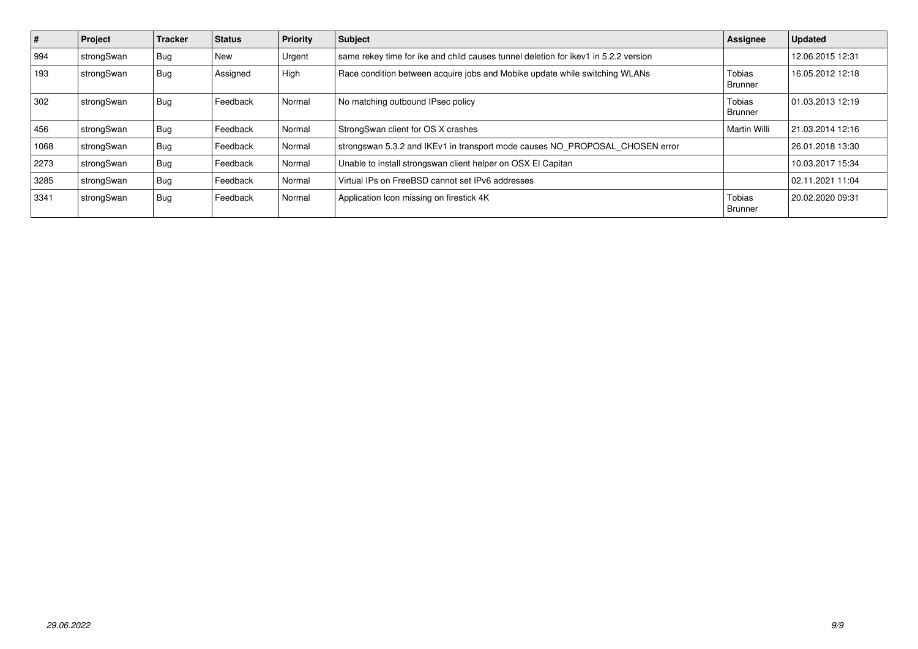| # | Project | Tracker | Status | Priority | Subject | Assignee | Updated |
|---|---|---|---|---|---|---|---|
| 994 | strongSwan | Bug | New | Urgent | same rekey time for ike and child causes tunnel deletion for ikev1 in 5.2.2 version | | 12.06.2015 12:31 |
| 193 | strongSwan | Bug | Assigned | High | Race condition between acquire jobs and Mobike update while switching WLANs | Tobias Brunner | 16.05.2012 12:18 |
| 302 | strongSwan | Bug | Feedback | Normal | No matching outbound IPsec policy | Tobias Brunner | 01.03.2013 12:19 |
| 456 | strongSwan | Bug | Feedback | Normal | StrongSwan client for OS X crashes | Martin Willi | 21.03.2014 12:16 |
| 1068 | strongSwan | Bug | Feedback | Normal | strongswan 5.3.2 and IKEv1 in transport mode causes NO_PROPOSAL_CHOSEN error | | 26.01.2018 13:30 |
| 2273 | strongSwan | Bug | Feedback | Normal | Unable to install strongswan client helper on OSX El Capitan | | 10.03.2017 15:34 |
| 3285 | strongSwan | Bug | Feedback | Normal | Virtual IPs on FreeBSD cannot set IPv6 addresses | | 02.11.2021 11:04 |
| 3341 | strongSwan | Bug | Feedback | Normal | Application Icon missing on firestick 4K | Tobias Brunner | 20.02.2020 09:31 |

*29.06.2022*